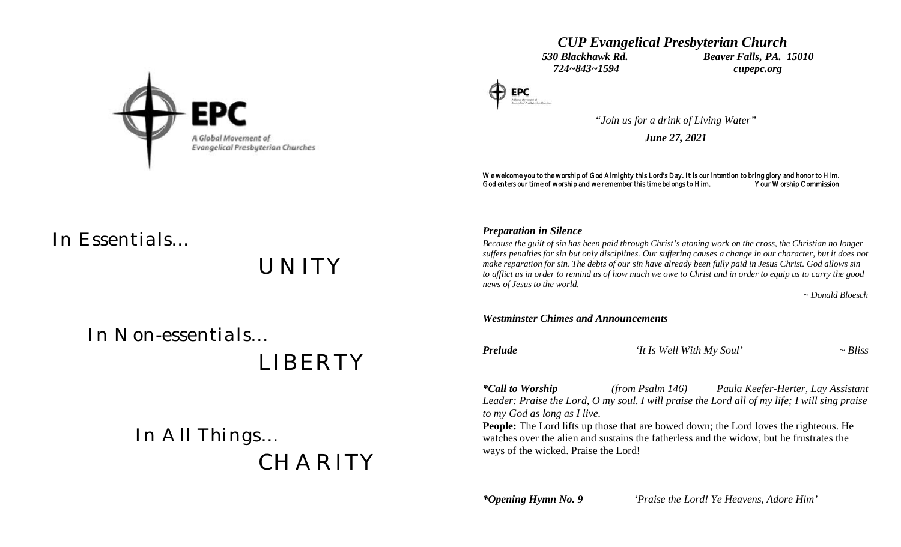EPC

A Global Movement of Evangelical Presbyterian Churches

In Essentials...

UNITY

In Non-essentials...

LIBERTY

In All Things...

CHARITY

# *CUP Evangelical Presbyterian Church*

***530 Blackhawk Rd.*** ***Beaver Falls, PA. 15010***

***724~843~1594*** ***cupepc.org***

*"Join us for a drink of Living Water"*

***June 27, 2021***

We welcome you to the worship of God Almighty this Lord's Day. It is our intention to bring glory and honor to Him. God enters our time of worship and we remember this time belongs to Him. Your Worship Commission

***Preparation in Silence***

*Because the guilt of sin has been paid through Christ's atoning work on the cross, the Christian no longer suffers penalties for sin but only disciplines. Our suffering causes a change in our character, but it does not make reparation for sin. The debts of our sin have already been fully paid in Jesus Christ. God allows sin to afflict us in order to remind us of how much we owe to Christ and in order to equip us to carry the good news of Jesus to the world.*

*~ Donald Bloesch*

***Westminster Chimes and Announcements***

***Prelude*** *'It Is Well With My Soul'* *~ Bliss*

***\*Call to Worship*** *(from Psalm 146)* *Paula Keefer-Herter, Lay Assistant*

*Leader: Praise the Lord, O my soul. I will praise the Lord all of my life; I will sing praise to my God as long as I live.*

**People:** The Lord lifts up those that are bowed down; the Lord loves the righteous. He watches over the alien and sustains the fatherless and the widow, but he frustrates the ways of the wicked. Praise the Lord!

***\*Opening Hymn No. 9*** *'Praise the Lord! Ye Heavens, Adore Him'*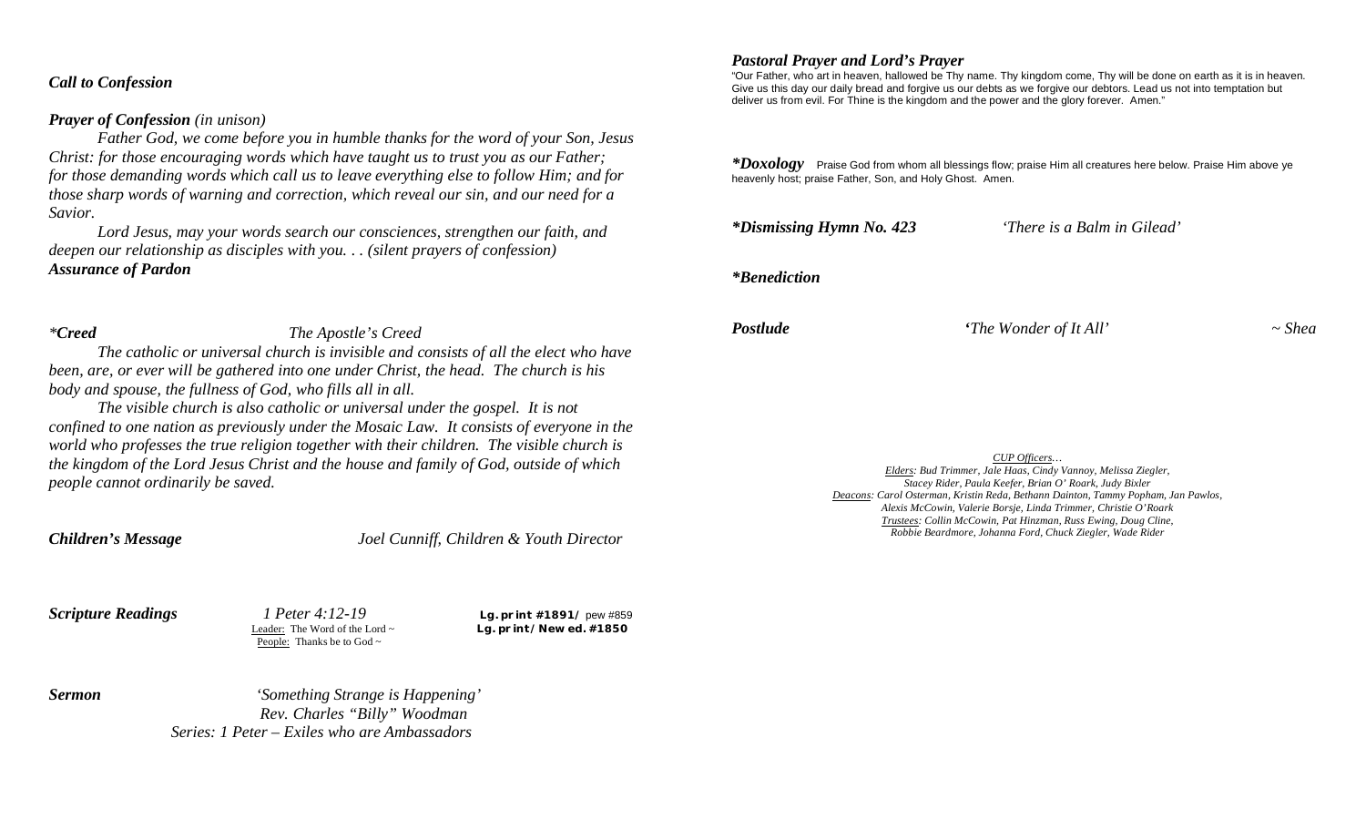***Call to Confession***

***Prayer of Confession*** *(in unison)*

*Father God, we come before you in humble thanks for the word of your Son, Jesus Christ: for those encouraging words which have taught us to trust you as our Father; for those demanding words which call us to leave everything else to follow Him; and for those sharp words of warning and correction, which reveal our sin, and our need for a Savior.*

*Lord Jesus, may your words search our consciences, strengthen our faith, and deepen our relationship as disciples with you. . . (silent prayers of confession)*

***Assurance of Pardon***

***\*Creed*** *The Apostle's Creed*

*The catholic or universal church is invisible and consists of all the elect who have been, are, or ever will be gathered into one under Christ, the head. The church is his body and spouse, the fullness of God, who fills all in all.*

*The visible church is also catholic or universal under the gospel. It is not confined to one nation as previously under the Mosaic Law. It consists of everyone in the world who professes the true religion together with their children. The visible church is the kingdom of the Lord Jesus Christ and the house and family of God, outside of which people cannot ordinarily be saved.*

***Children's Message*** *Joel Cunniff, Children & Youth Director*

***Scripture Readings*** *1 Peter 4:12-19* **Lg. print #1891/** pew #859

Leader: The Word of the Lord ~ **Lg. print/New ed. #1850**

People: Thanks be to God ~

***Sermon*** *'Something Strange is Happening'*

*Rev. Charles "Billy" Woodman*

*Series: 1 Peter – Exiles who are Ambassadors*

***Pastoral Prayer and Lord's Prayer***

"Our Father, who art in heaven, hallowed be Thy name. Thy kingdom come, Thy will be done on earth as it is in heaven. Give us this day our daily bread and forgive us our debts as we forgive our debtors. Lead us not into temptation but deliver us from evil. For Thine is the kingdom and the power and the glory forever. Amen."

***\*Doxology*** Praise God from whom all blessings flow; praise Him all creatures here below. Praise Him above ye heavenly host; praise Father, Son, and Holy Ghost. Amen.

***\*Dismissing Hymn No. 423*** *'There is a Balm in Gilead'*

***\*Benediction***

***Postlude*** *'The Wonder of It All'* *~ Shea*

*CUP Officers…*

*Elders: Bud Trimmer, Jale Haas, Cindy Vannoy, Melissa Ziegler, Stacey Rider, Paula Keefer, Brian O' Roark, Judy Bixler*

*Deacons: Carol Osterman, Kristin Reda, Bethann Dainton, Tammy Popham, Jan Pawlos, Alexis McCowin, Valerie Borsje, Linda Trimmer, Christie O'Roark*

*Trustees: Collin McCowin, Pat Hinzman, Russ Ewing, Doug Cline, Robbie Beardmore, Johanna Ford, Chuck Ziegler, Wade Rider*